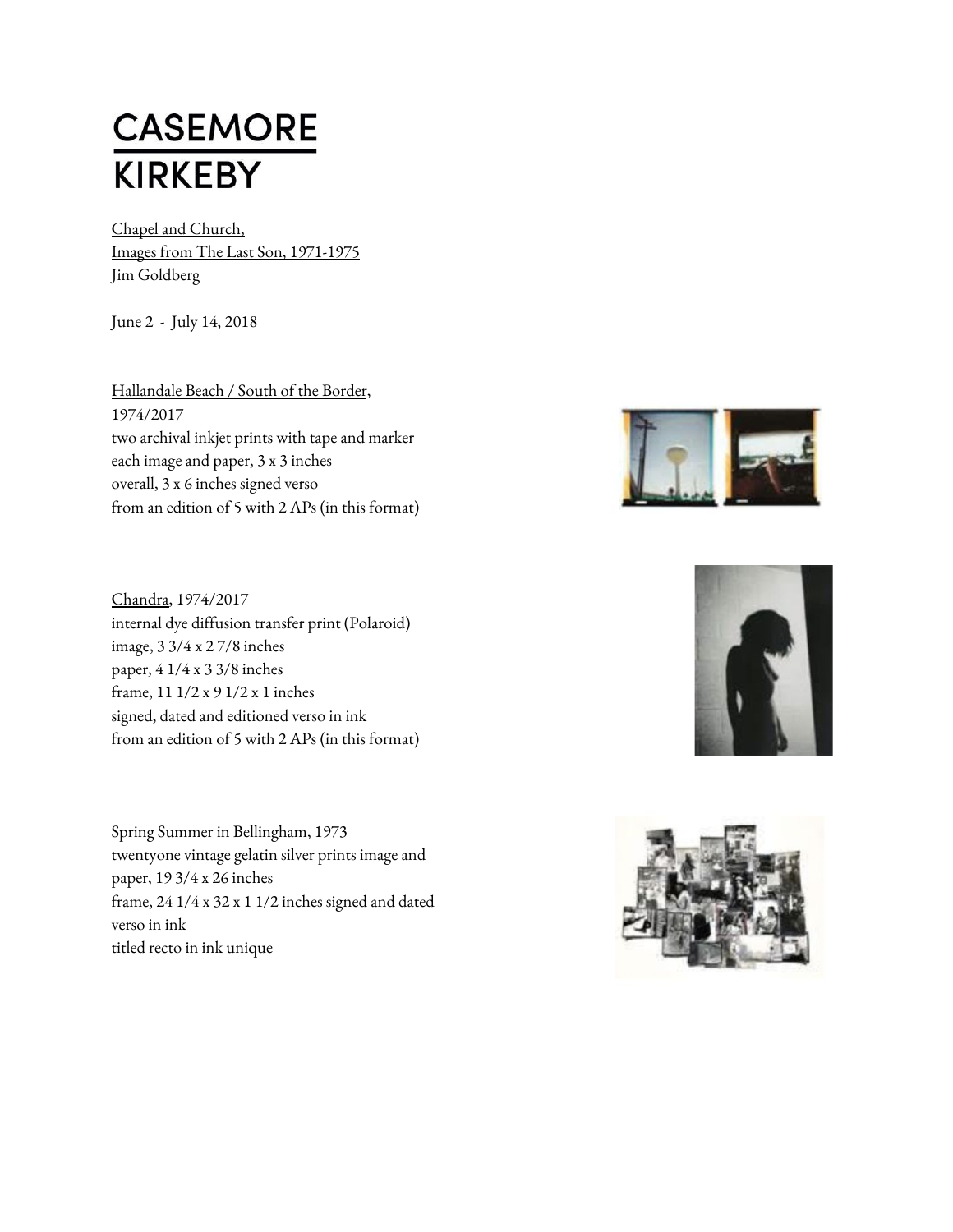# CASEMORE KIRKEBY

<u>Chapel and Church,</u>
<u>Images from The Last Son, 1971-1975</u>
Jim Goldberg

June 2 - July 14, 2018

<u>Hallandale Beach / South of the Border</u>,
1974/2017
two archival inkjet prints with tape and marker
each image and paper, 3 x 3 inches
overall, 3 x 6 inches signed verso
from an edition of 5 with 2 APs (in this format)

<u>Chandra</u>, 1974/2017
internal dye diffusion transfer print (Polaroid)
image, 3 3/4 x 2 7/8 inches
paper, 4 1/4 x 3 3/8 inches
frame, 11 1/2 x 9 1/2 x 1 inches
signed, dated and editioned verso in ink
from an edition of 5 with 2 APs (in this format)

<u>Spring Summer in Bellingham</u>, 1973
twentyone vintage gelatin silver prints image and paper, 19 3/4 x 26 inches
frame, 24 1/4 x 32 x 1 1/2 inches signed and dated verso in ink
titled recto in ink unique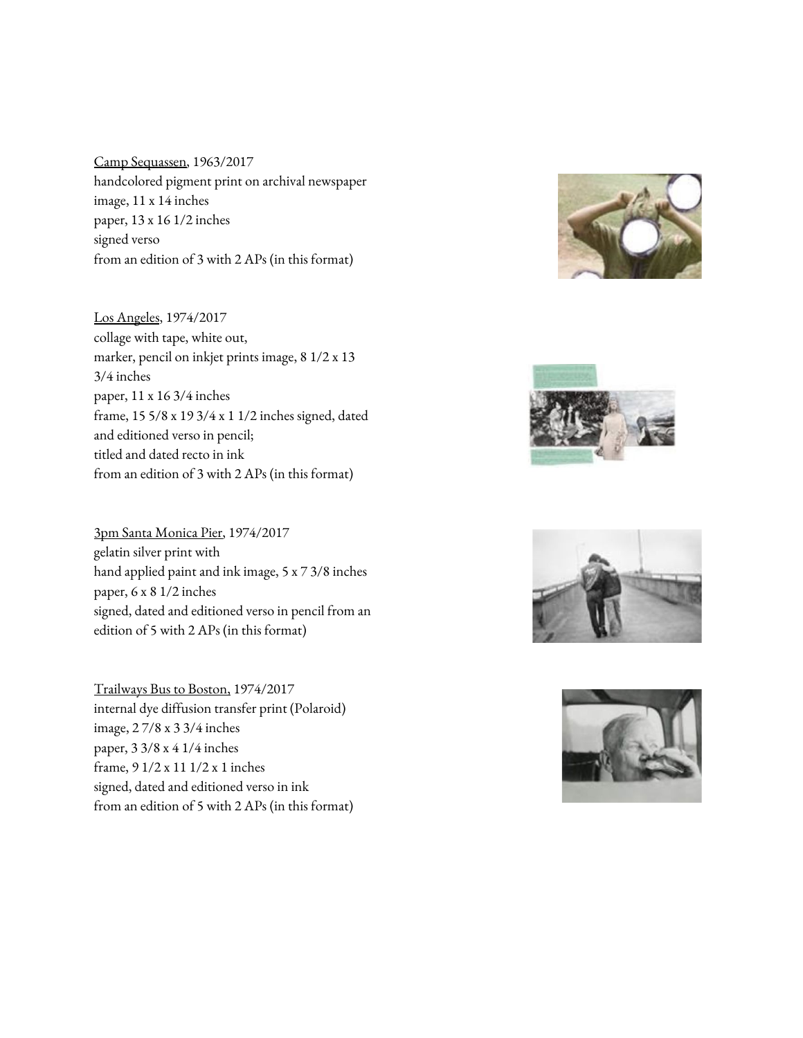Camp Sequassen, 1963/2017
handcolored pigment print on archival newspaper
image, 11 x 14 inches
paper, 13 x 16 1/2 inches
signed verso
from an edition of 3 with 2 APs (in this format)

Los Angeles, 1974/2017
collage with tape, white out,
marker, pencil on inkjet prints image, 8 1/2 x 13 3/4 inches
paper, 11 x 16 3/4 inches
frame, 15 5/8 x 19 3/4 x 1 1/2 inches signed, dated and editioned verso in pencil;
titled and dated recto in ink
from an edition of 3 with 2 APs (in this format)

3pm Santa Monica Pier, 1974/2017
gelatin silver print with
hand applied paint and ink image, 5 x 7 3/8 inches
paper, 6 x 8 1/2 inches
signed, dated and editioned verso in pencil from an edition of 5 with 2 APs (in this format)

Trailways Bus to Boston, 1974/2017
internal dye diffusion transfer print (Polaroid)
image, 2 7/8 x 3 3/4 inches
paper, 3 3/8 x 4 1/4 inches
frame, 9 1/2 x 11 1/2 x 1 inches
signed, dated and editioned verso in ink
from an edition of 5 with 2 APs (in this format)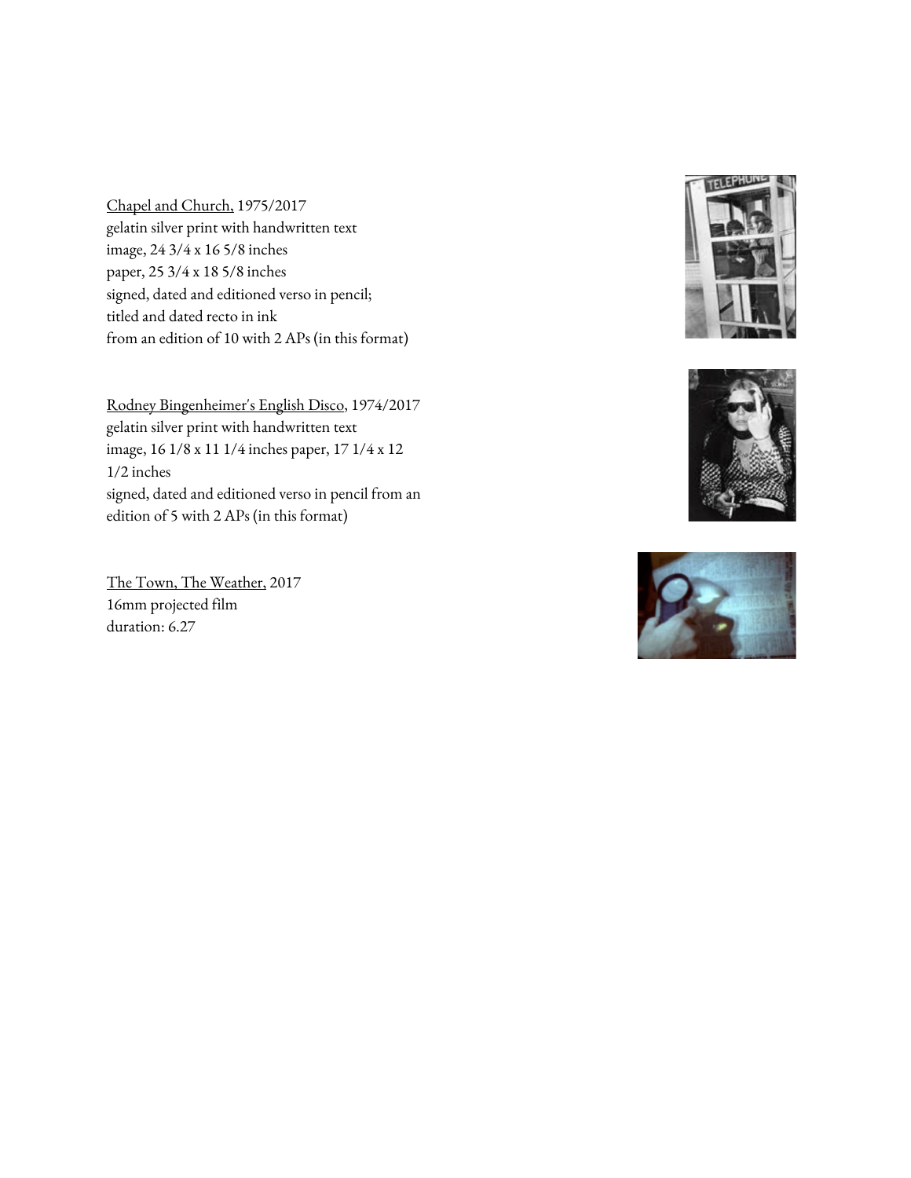<u>Chapel and Church,</u> 1975/2017
gelatin silver print with handwritten text
image, 24 3/4 x 16 5/8 inches
paper, 25 3/4 x 18 5/8 inches
signed, dated and editioned verso in pencil;
titled and dated recto in ink
from an edition of 10 with 2 APs (in this format)

<u>Rodney Bingenheimer's English Disco</u>, 1974/2017
gelatin silver print with handwritten text
image, 16 1/8 x 11 1/4 inches paper, 17 1/4 x 12 1/2 inches
signed, dated and editioned verso in pencil from an edition of 5 with 2 APs (in this format)

<u>The Town, The Weather,</u> 2017
16mm projected film
duration: 6.27